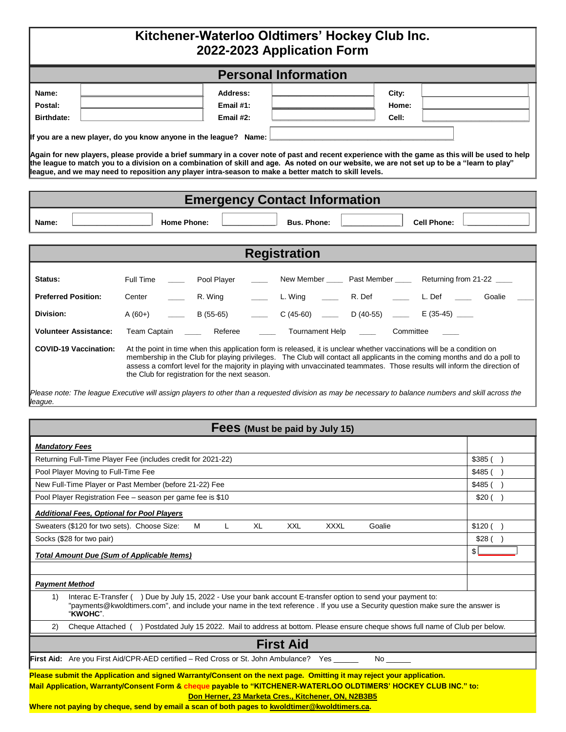# Kitchener-Waterloo Oldtimers' Hockey Club Inc.
# 2022-2023 Application Form

## Personal Information

| | | | | | |
|---|---|---|---|---|---|
| **Name:** | | **Address:** | | **City:** | |
| **Postal:** | | **Email #1:** | | **Home:** | |
| **Birthdate:** | | **Email #2:** | | **Cell:** | |

**If you are a new player, do you know anyone in the league? Name:**

**Again for new players, please provide a brief summary in a cover note of past and recent experience with the game as this will be used to help the league to match you to a division on a combination of skill and age. As noted on our website, we are not set up to be a "learn to play" league, and we may need to reposition any player intra-season to make a better match to skill levels.**

## Emergency Contact Information

| | | | | | | | |
|---|---|---|---|---|---|---|---|
| **Name:** | | **Home Phone:** | | **Bus. Phone:** | | **Cell Phone:** | |

## Registration

**Status:** Full Time ____ Pool Player ____ New Member ____ Past Member ____ Returning from 21-22 ____

**Preferred Position:** Center ____ R. Wing ____ L. Wing ____ R. Def ____ L. Def ____ Goalie ____

**Division:** A (60+) ____ B (55-65) ____ C (45-60) ____ D (40-55) ____ E (35-45) ____

**Volunteer Assistance:** Team Captain ____ Referee ____ Tournament Help ____ Committee ____

**COVID-19 Vaccination:** At the point in time when this application form is released, it is unclear whether vaccinations will be a condition on membership in the Club for playing privileges. The Club will contact all applicants in the coming months and do a poll to assess a comfort level for the majority in playing with unvaccinated teammates. Those results will inform the direction of the Club for registration for the next season.

*Please note: The league Executive will assign players to other than a requested division as may be necessary to balance numbers and skill across the league.*

## Fees (Must be paid by July 15)

| | |
|---|---|
| ***Mandatory Fees*** | |
| Returning Full-Time Player Fee (includes credit for 2021-22) | $385 ( ) |
| Pool Player Moving to Full-Time Fee | $485 ( ) |
| New Full-Time Player or Past Member (before 21-22) Fee | $485 ( ) |
| Pool Player Registration Fee – season per game fee is $10 | $20 ( ) |
| ***Additional Fees, Optional for Pool Players*** | |
| Sweaters ($120 for two sets). Choose Size: M L XL XXL XXXL Goalie | $120 ( ) |
| Socks ($28 for two pair) | $28 ( ) |
| ***Total Amount Due (Sum of Applicable Items)*** | $ |
| | |
| ***Payment Method*** | |

1) Interac E-Transfer ( ) Due by July 15, 2022 - Use your bank account E-transfer option to send your payment to: "payments@kwoldtimers.com", and include your name in the text reference . If you use a Security question make sure the answer is "**KWOHC**".

2) Cheque Attached ( ) Postdated July 15 2022. Mail to address at bottom. Please ensure cheque shows full name of Club per below.

## First Aid

**First Aid:** Are you First Aid/CPR-AED certified – Red Cross or St. John Ambulance? Yes ______ No ______

**Please submit the Application and signed Warranty/Consent on the next page. Omitting it may reject your application.**

**Mail Application, Warranty/Consent Form & cheque payable to "KITCHENER-WATERLOO OLDTIMERS' HOCKEY CLUB INC." to:**

**Don Herner, 23 Marketa Cres., Kitchener, ON, N2B3B5**

**Where not paying by cheque, send by email a scan of both pages to kwoldtimer@kwoldtimers.ca.**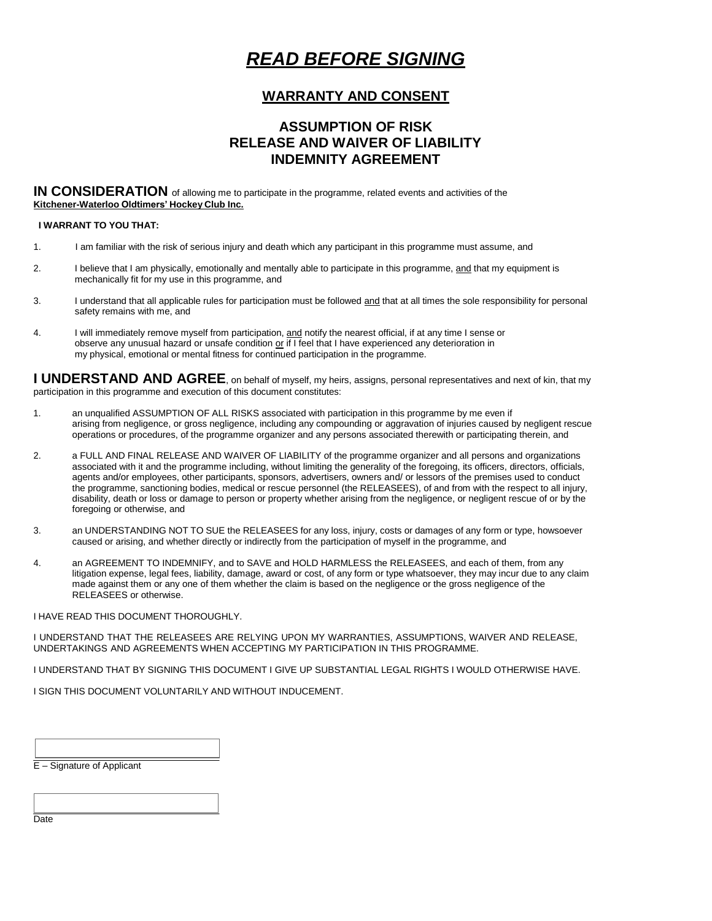# ***READ BEFORE SIGNING***

## WARRANTY AND CONSENT

### ASSUMPTION OF RISK
### RELEASE AND WAIVER OF LIABILITY
### INDEMNITY AGREEMENT

**IN CONSIDERATION** of allowing me to participate in the programme, related events and activities of the **Kitchener-Waterloo Oldtimers' Hockey Club Inc.**

**I WARRANT TO YOU THAT:**

1. I am familiar with the risk of serious injury and death which any participant in this programme must assume, and
2. I believe that I am physically, emotionally and mentally able to participate in this programme, and that my equipment is mechanically fit for my use in this programme, and
3. I understand that all applicable rules for participation must be followed and that at all times the sole responsibility for personal safety remains with me, and
4. I will immediately remove myself from participation, and notify the nearest official, if at any time I sense or observe any unusual hazard or unsafe condition **or** if I feel that I have experienced any deterioration in my physical, emotional or mental fitness for continued participation in the programme.

**I UNDERSTAND AND AGREE**, on behalf of myself, my heirs, assigns, personal representatives and next of kin, that my participation in this programme and execution of this document constitutes:

1. an unqualified ASSUMPTION OF ALL RISKS associated with participation in this programme by me even if arising from negligence, or gross negligence, including any compounding or aggravation of injuries caused by negligent rescue operations or procedures, of the programme organizer and any persons associated therewith or participating therein, and
2. a FULL AND FINAL RELEASE AND WAIVER OF LIABILITY of the programme organizer and all persons and organizations associated with it and the programme including, without limiting the generality of the foregoing, its officers, directors, officials, agents and/or employees, other participants, sponsors, advertisers, owners and/ or lessors of the premises used to conduct the programme, sanctioning bodies, medical or rescue personnel (the RELEASEES), of and from with the respect to all injury, disability, death or loss or damage to person or property whether arising from the negligence, or negligent rescue of or by the foregoing or otherwise, and
3. an UNDERSTANDING NOT TO SUE the RELEASEES for any loss, injury, costs or damages of any form or type, howsoever caused or arising, and whether directly or indirectly from the participation of myself in the programme, and
4. an AGREEMENT TO INDEMNIFY, and to SAVE and HOLD HARMLESS the RELEASEES, and each of them, from any litigation expense, legal fees, liability, damage, award or cost, of any form or type whatsoever, they may incur due to any claim made against them or any one of them whether the claim is based on the negligence or the gross negligence of the RELEASEES or otherwise.

I HAVE READ THIS DOCUMENT THOROUGHLY.

I UNDERSTAND THAT THE RELEASEES ARE RELYING UPON MY WARRANTIES, ASSUMPTIONS, WAIVER AND RELEASE, UNDERTAKINGS AND AGREEMENTS WHEN ACCEPTING MY PARTICIPATION IN THIS PROGRAMME.

I UNDERSTAND THAT BY SIGNING THIS DOCUMENT I GIVE UP SUBSTANTIAL LEGAL RIGHTS I WOULD OTHERWISE HAVE.

I SIGN THIS DOCUMENT VOLUNTARILY AND WITHOUT INDUCEMENT.

\_\_\_\_\_\_\_\_\_\_\_\_\_\_\_\_\_\_\_\_\_\_\_\_\_\_\_\_

E – Signature of Applicant

\_\_\_\_\_\_\_\_\_\_\_\_\_\_\_\_\_\_\_\_\_\_\_\_\_\_\_\_

Date